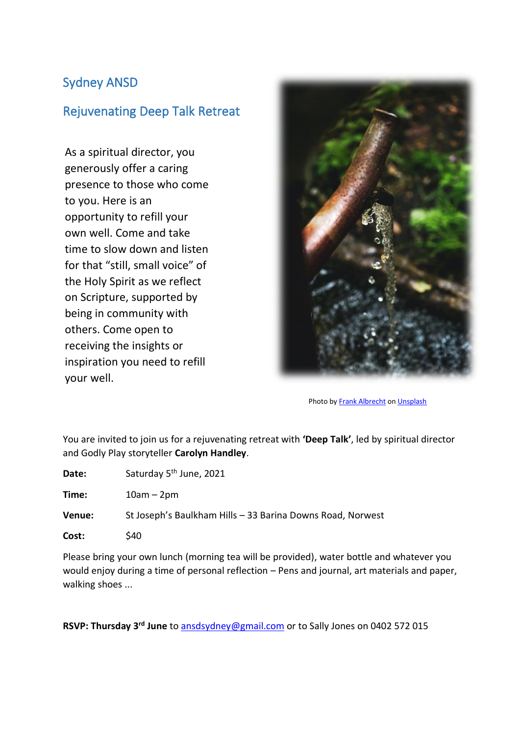# Sydney ANSD

## Rejuvenating Deep Talk Retreat

As a spiritual director, you generously offer a caring presence to those who come to you. Here is an opportunity to refill your own well. Come and take time to slow down and listen for that "still, small voice" of the Holy Spirit as we reflect on Scripture, supported by being in community with others. Come open to receiving the insights or inspiration you need to refill your well.

Photo by Frank Albrecht on Unsplash

You are invited to join us for a rejuvenating retreat with **'Deep Talk'**, led by spiritual director and Godly Play storyteller **Carolyn Handley**.

**Date:** Saturday 5th June, 2021

**Time:** 10am – 2pm

**Venue:** St Joseph's Baulkham Hills – 33 Barina Downs Road, Norwest

**Cost:** $40

Please bring your own lunch (morning tea will be provided), water bottle and whatever you would enjoy during a time of personal reflection – Pens and journal, art materials and paper, walking shoes ...

**RSVP: Thursday 3rd June** to ansdsydney@gmail.com or to Sally Jones on 0402 572 015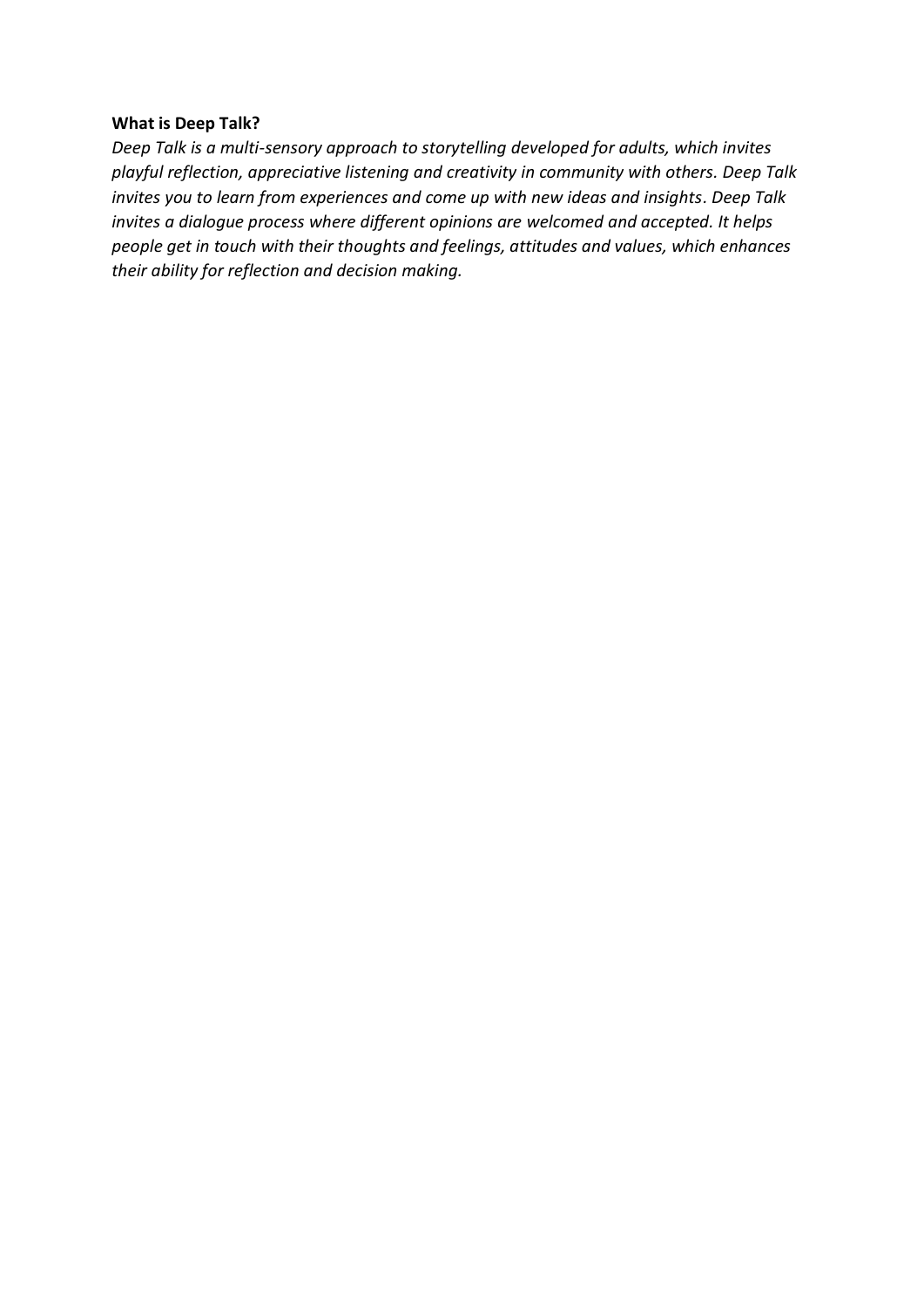**What is Deep Talk?**

*Deep Talk is a multi-sensory approach to storytelling developed for adults, which invites playful reflection, appreciative listening and creativity in community with others. Deep Talk invites you to learn from experiences and come up with new ideas and insights. Deep Talk invites a dialogue process where different opinions are welcomed and accepted. It helps people get in touch with their thoughts and feelings, attitudes and values, which enhances their ability for reflection and decision making.*